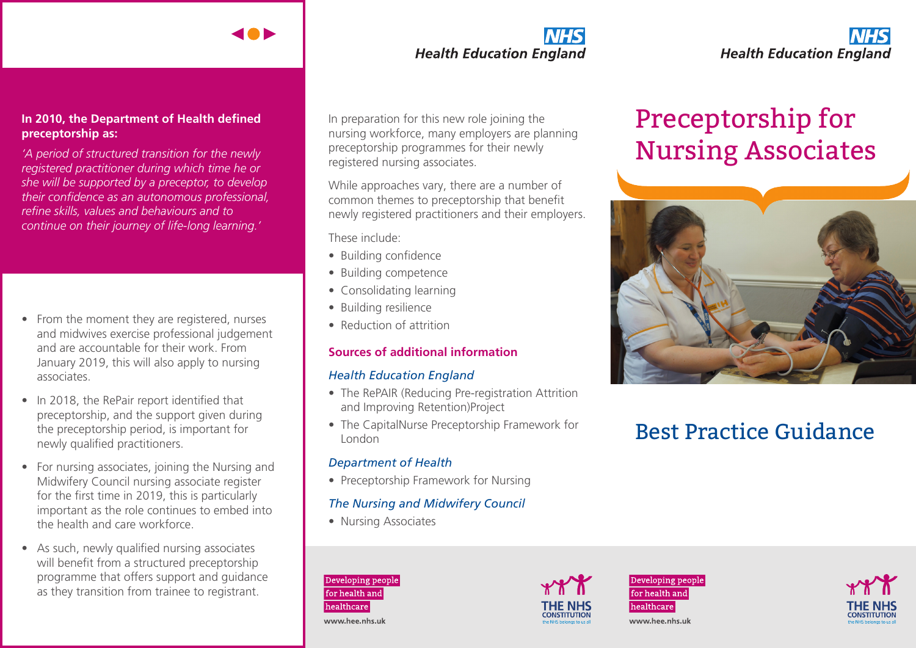**In 2010, the Department of Health defined preceptorship as:**

*'A period of structured transition for the newly registered practitioner during which time he or she will be supported by a preceptor, to develop their confidence as an autonomous professional, refine skills, values and behaviours and to continue on their journey of life-long learning.'*

- From the moment they are registered, nurses and midwives exercise professional judgement and are accountable for their work. From January 2019, this will also apply to nursing associates.
- In 2018, the RePair report identified that preceptorship, and the support given during the preceptorship period, is important for newly qualified practitioners.
- For nursing associates, joining the Nursing and Midwifery Council nursing associate register for the first time in 2019, this is particularly important as the role continues to embed into the health and care workforce.
- As such, newly qualified nursing associates will benefit from a structured preceptorship programme that offers support and guidance as they transition from trainee to registrant.

NHS Health Education England

In preparation for this new role joining the nursing workforce, many employers are planning preceptorship programmes for their newly registered nursing associates.

While approaches vary, there are a number of common themes to preceptorship that benefit newly registered practitioners and their employers.

These include:

- Building confidence
- Building competence
- Consolidating learning
- Building resilience
- Reduction of attrition

## Sources of additional information

### *Health Education England*

- The RePAIR (Reducing Pre-registration Attrition and Improving Retention)Project
- The CapitalNurse Preceptorship Framework for London

### *Department of Health*

- Preceptorship Framework for Nursing

### *The Nursing and Midwifery Council*

- Nursing Associates

Developing people for health and healthcare

www.hee.nhs.uk

THE NHS CONSTITUTION the NHS belongs to us all

NHS Health Education England

# Preceptorship for Nursing Associates

## Best Practice Guidance

Developing people for health and healthcare

www.hee.nhs.uk

THE NHS CONSTITUTION the NHS belongs to us all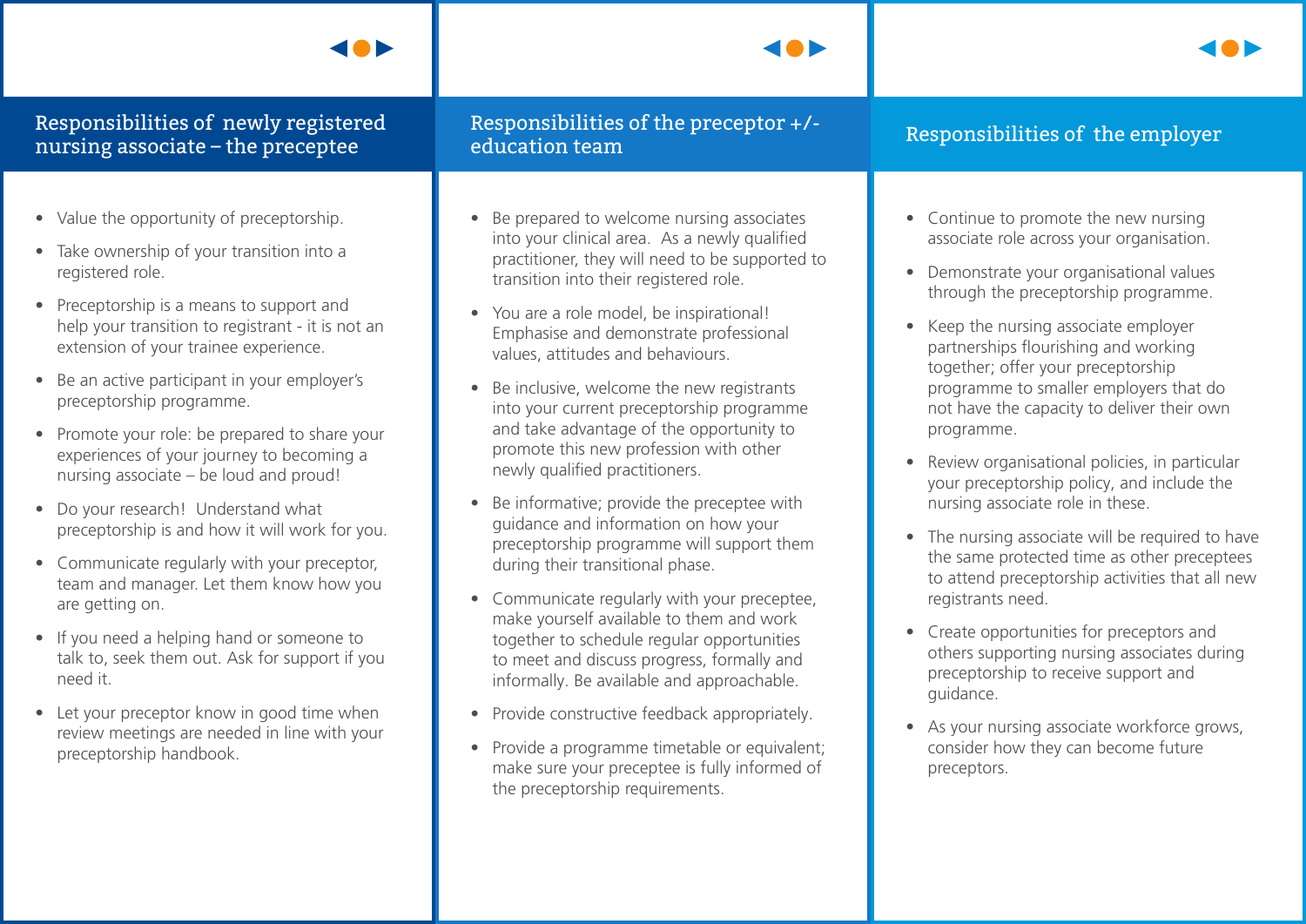## Responsibilities of newly registered nursing associate – the preceptee

- Value the opportunity of preceptorship.
- Take ownership of your transition into a registered role.
- Preceptorship is a means to support and help your transition to registrant - it is not an extension of your trainee experience.
- Be an active participant in your employer's preceptorship programme.
- Promote your role: be prepared to share your experiences of your journey to becoming a nursing associate – be loud and proud!
- Do your research! Understand what preceptorship is and how it will work for you.
- Communicate regularly with your preceptor, team and manager. Let them know how you are getting on.
- If you need a helping hand or someone to talk to, seek them out. Ask for support if you need it.
- Let your preceptor know in good time when review meetings are needed in line with your preceptorship handbook.

## Responsibilities of the preceptor +/- education team

- Be prepared to welcome nursing associates into your clinical area. As a newly qualified practitioner, they will need to be supported to transition into their registered role.
- You are a role model, be inspirational! Emphasise and demonstrate professional values, attitudes and behaviours.
- Be inclusive, welcome the new registrants into your current preceptorship programme and take advantage of the opportunity to promote this new profession with other newly qualified practitioners.
- Be informative; provide the preceptee with guidance and information on how your preceptorship programme will support them during their transitional phase.
- Communicate regularly with your preceptee, make yourself available to them and work together to schedule regular opportunities to meet and discuss progress, formally and informally. Be available and approachable.
- Provide constructive feedback appropriately.
- Provide a programme timetable or equivalent; make sure your preceptee is fully informed of the preceptorship requirements.

## Responsibilities of the employer

- Continue to promote the new nursing associate role across your organisation.
- Demonstrate your organisational values through the preceptorship programme.
- Keep the nursing associate employer partnerships flourishing and working together; offer your preceptorship programme to smaller employers that do not have the capacity to deliver their own programme.
- Review organisational policies, in particular your preceptorship policy, and include the nursing associate role in these.
- The nursing associate will be required to have the same protected time as other preceptees to attend preceptorship activities that all new registrants need.
- Create opportunities for preceptors and others supporting nursing associates during preceptorship to receive support and guidance.
- As your nursing associate workforce grows, consider how they can become future preceptors.